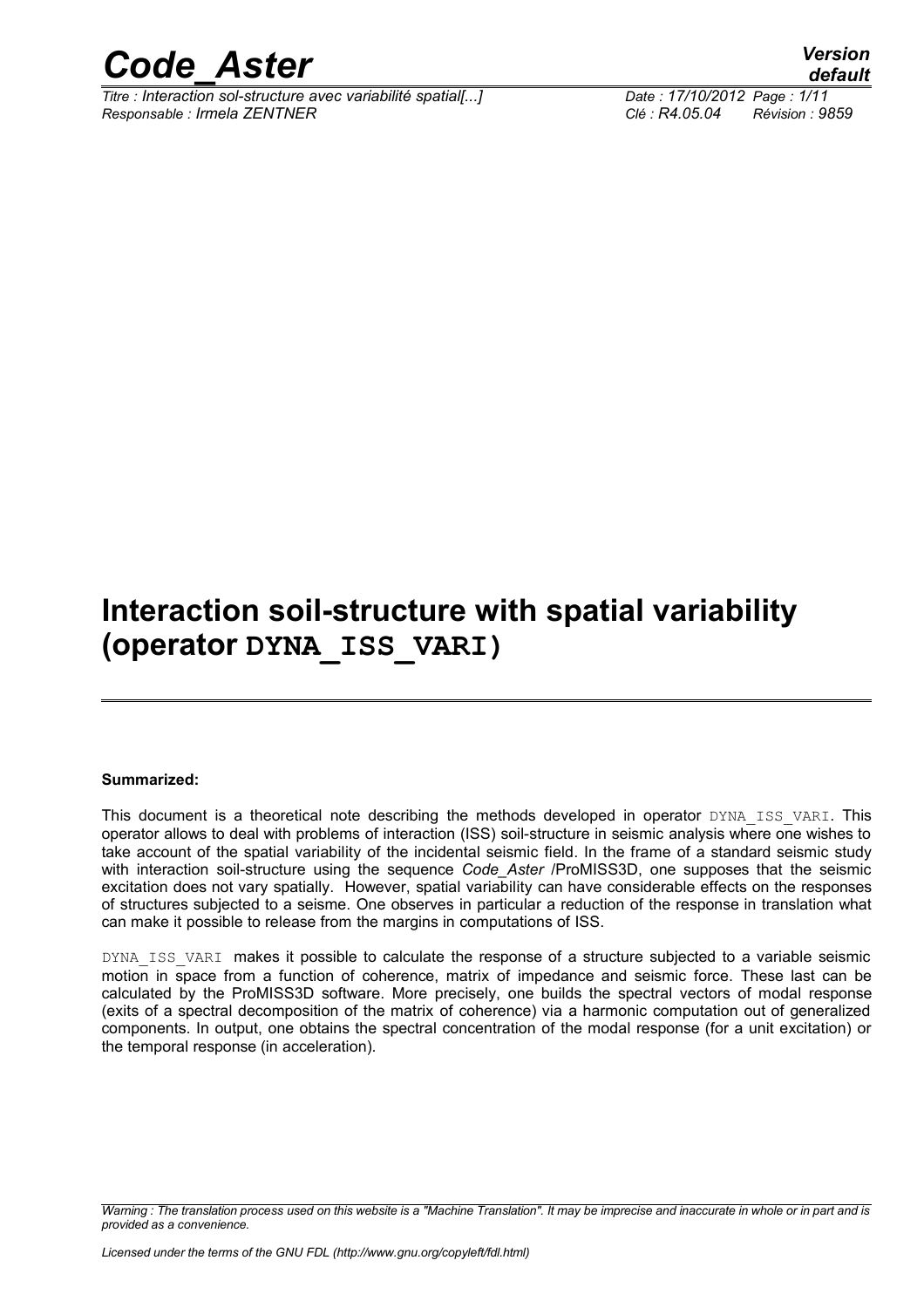# Interaction soil-structure with spatial variability (operator DYNA_ISS_VARI)

**Summarized:**

This document is a theoretical note describing the methods developed in operator DYNA_ISS_VARI. This operator allows to deal with problems of interaction (ISS) soil-structure in seismic analysis where one wishes to take account of the spatial variability of the incidental seismic field. In the frame of a standard seismic study with interaction soil-structure using the sequence *Code_Aster* /ProMISS3D, one supposes that the seismic excitation does not vary spatially. However, spatial variability can have considerable effects on the responses of structures subjected to a seisme. One observes in particular a reduction of the response in translation what can make it possible to release from the margins in computations of ISS.

DYNA_ISS_VARI makes it possible to calculate the response of a structure subjected to a variable seismic motion in space from a function of coherence, matrix of impedance and seismic force. These last can be calculated by the ProMISS3D software. More precisely, one builds the spectral vectors of modal response (exits of a spectral decomposition of the matrix of coherence) via a harmonic computation out of generalized components. In output, one obtains the spectral concentration of the modal response (for a unit excitation) or the temporal response (in acceleration).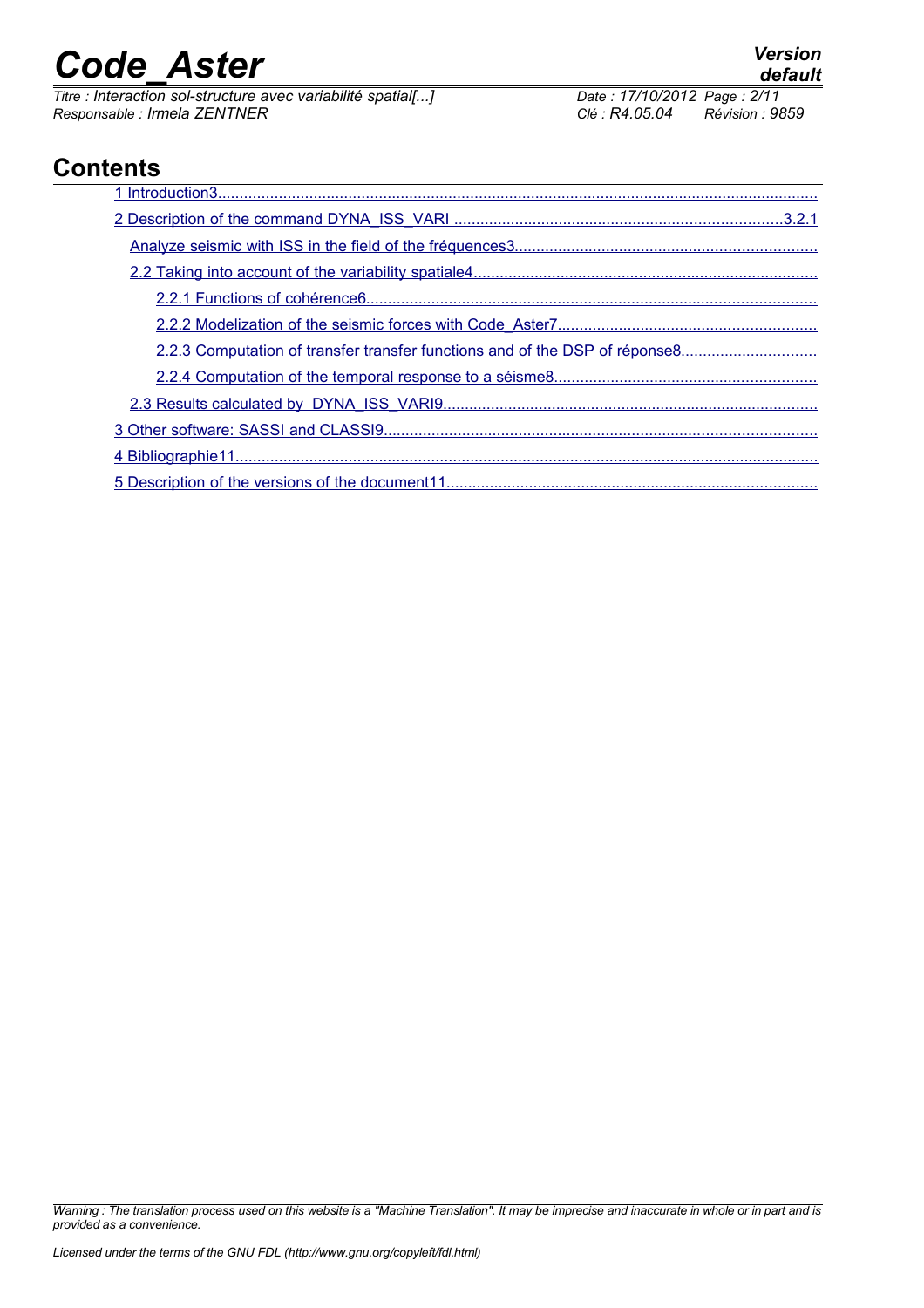## Contents

1 Introduction3
2 Description of the command DYNA_ISS_VARI 3
- 2.1 Analyze seismic with ISS in the field of the fréquences3
- 2.2 Taking into account of the variability spatiale4
  - 2.2.1 Functions of cohérence6
  - 2.2.2 Modelization of the seismic forces with Code_Aster7
  - 2.2.3 Computation of transfer transfer functions and of the DSP of réponse8
  - 2.2.4 Computation of the temporal response to a séisme8
- 2.3 Results calculated by DYNA_ISS_VARI9

3 Other software: SASSI and CLASSI9
4 Bibliographie11
5 Description of the versions of the document11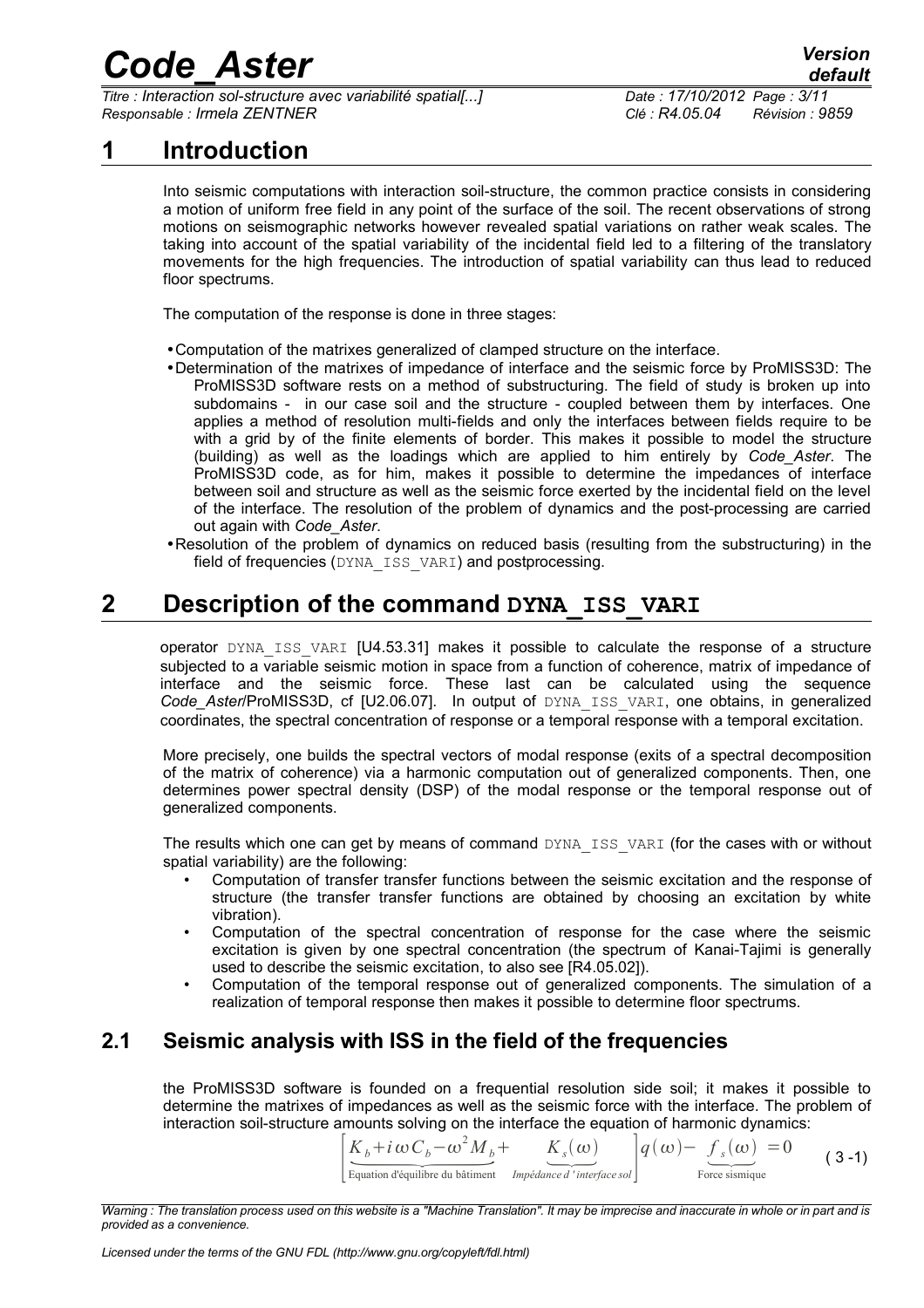# 1 Introduction

Into seismic computations with interaction soil-structure, the common practice consists in considering a motion of uniform free field in any point of the surface of the soil. The recent observations of strong motions on seismographic networks however revealed spatial variations on rather weak scales. The taking into account of the spatial variability of the incidental field led to a filtering of the translatory movements for the high frequencies. The introduction of spatial variability can thus lead to reduced floor spectrums.

The computation of the response is done in three stages:

- Computation of the matrixes generalized of clamped structure on the interface.
- Determination of the matrixes of impedance of interface and the seismic force by ProMISS3D: The ProMISS3D software rests on a method of substructuring. The field of study is broken up into subdomains - in our case soil and the structure - coupled between them by interfaces. One applies a method of resolution multi-fields and only the interfaces between fields require to be with a grid by of the finite elements of border. This makes it possible to model the structure (building) as well as the loadings which are applied to him entirely by *Code_Aster*. The ProMISS3D code, as for him, makes it possible to determine the impedances of interface between soil and structure as well as the seismic force exerted by the incidental field on the level of the interface. The resolution of the problem of dynamics and the post-processing are carried out again with *Code_Aster*.
- Resolution of the problem of dynamics on reduced basis (resulting from the substructuring) in the field of frequencies (DYNA_ISS_VARI) and postprocessing.

# 2 Description of the command DYNA_ISS_VARI

operator DYNA_ISS_VARI [U4.53.31] makes it possible to calculate the response of a structure subjected to a variable seismic motion in space from a function of coherence, matrix of impedance of interface and the seismic force. These last can be calculated using the sequence *Code_Aster*/ProMISS3D, cf [U2.06.07]. In output of DYNA_ISS_VARI, one obtains, in generalized coordinates, the spectral concentration of response or a temporal response with a temporal excitation.

More precisely, one builds the spectral vectors of modal response (exits of a spectral decomposition of the matrix of coherence) via a harmonic computation out of generalized components. Then, one determines power spectral density (DSP) of the modal response or the temporal response out of generalized components.

The results which one can get by means of command DYNA_ISS_VARI (for the cases with or without spatial variability) are the following:

- Computation of transfer transfer functions between the seismic excitation and the response of structure (the transfer transfer functions are obtained by choosing an excitation by white vibration).
- Computation of the spectral concentration of response for the case where the seismic excitation is given by one spectral concentration (the spectrum of Kanai-Tajimi is generally used to describe the seismic excitation, to also see [R4.05.02]).
- Computation of the temporal response out of generalized components. The simulation of a realization of temporal response then makes it possible to determine floor spectrums.

## 2.1 Seismic analysis with ISS in the field of the frequencies

the ProMISS3D software is founded on a frequential resolution side soil; it makes it possible to determine the matrixes of impedances as well as the seismic force with the interface. The problem of interaction soil-structure amounts solving on the interface the equation of harmonic dynamics:

$$\left[\underbrace{K_b + i\omega C_b - \omega^2 M_b}_{\text{Equation d'équilibre du bâtiment}} + \underbrace{K_s(\omega)}_{\text{Impédance d'interface sol}}\right] q(\omega) - \underbrace{f_s(\omega)}_{\text{Force sismique}} = 0 \qquad (3\text{-}1)$$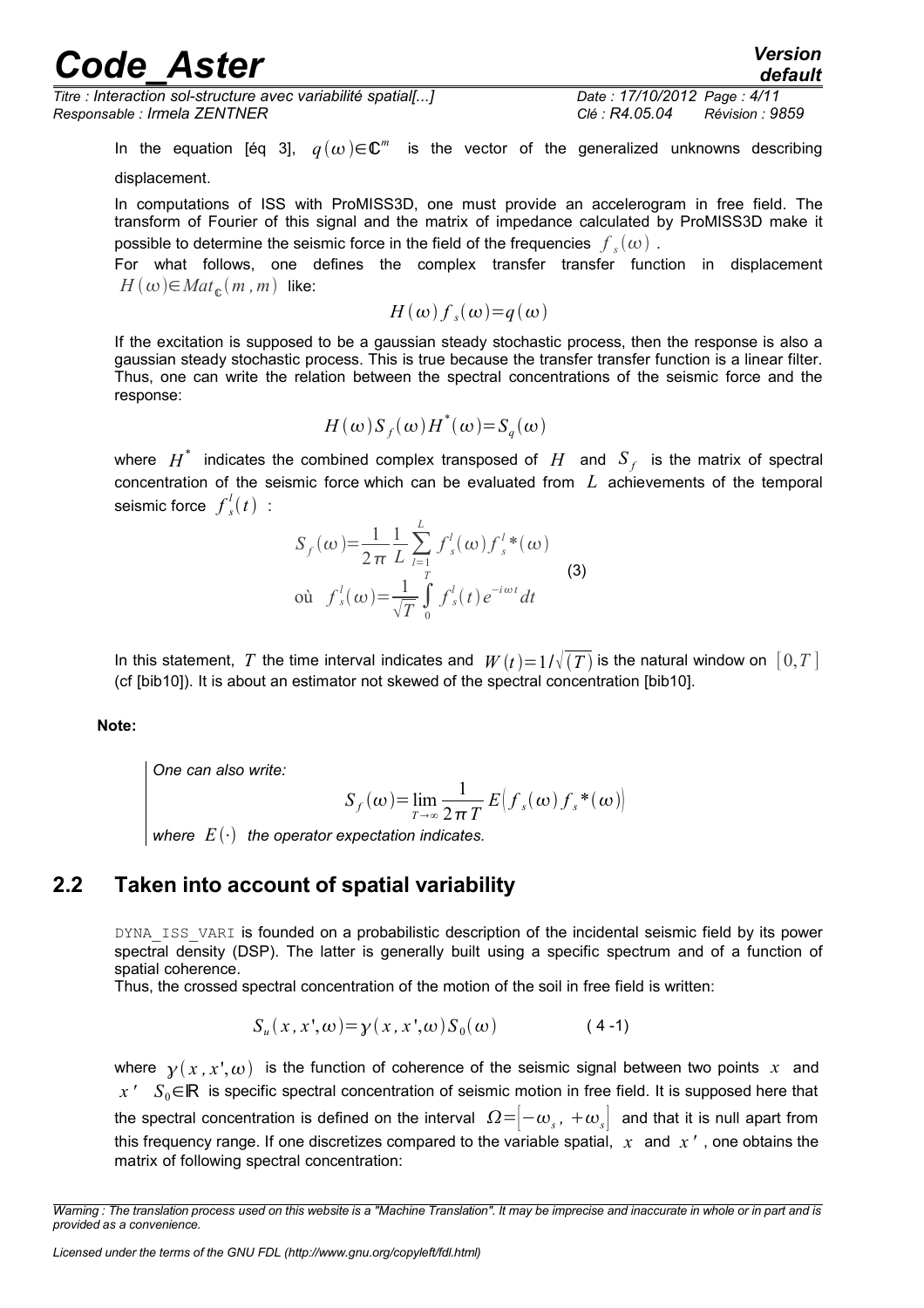In the equation [éq 3], $q(\omega)\in\mathbb{C}^m$ is the vector of the generalized unknowns describing displacement.

In computations of ISS with ProMISS3D, one must provide an accelerogram in free field. The transform of Fourier of this signal and the matrix of impedance calculated by ProMISS3D make it possible to determine the seismic force in the field of the frequencies $f_s(\omega)$.

For what follows, one defines the complex transfer transfer function in displacement $H(\omega)\in Mat_{\mathbb{C}}(m,m)$ like:

$$H(\omega)f_s(\omega)=q(\omega)$$

If the excitation is supposed to be a gaussian steady stochastic process, then the response is also a gaussian steady stochastic process. This is true because the transfer transfer function is a linear filter. Thus, one can write the relation between the spectral concentrations of the seismic force and the response:

$$H(\omega)S_f(\omega)H^*(\omega)=S_q(\omega)$$

where $H^*$ indicates the combined complex transposed of $H$ and $S_f$ is the matrix of spectral concentration of the seismic force which can be evaluated from $L$ achievements of the temporal seismic force $f_s^l(t)$ :

$$S_f(\omega)=\frac{1}{2\pi}\frac{1}{L}\sum_{l=1}^{L}f_s^l(\omega)f_s^l{}^*(\omega)$$
$$\text{où}\quad f_s^l(\omega)=\frac{1}{\sqrt{T}}\int_0^T f_s^l(t)e^{-i\omega t}dt \qquad (3)$$

In this statement, $T$ the time interval indicates and $W(t)=1/\sqrt{(T)}$ is the natural window on $[0,T]$ (cf [bib10]). It is about an estimator not skewed of the spectral concentration [bib10].

**Note:**

*One can also write:*

$$S_f(\omega)=\lim_{T\to\infty}\frac{1}{2\pi T}E\left(f_s(\omega)f_s{}^*(\omega)\right)$$

*where $E(\cdot)$ the operator expectation indicates.*

## 2.2 Taken into account of spatial variability

DYNA_ISS_VARI is founded on a probabilistic description of the incidental seismic field by its power spectral density (DSP). The latter is generally built using a specific spectrum and of a function of spatial coherence.

Thus, the crossed spectral concentration of the motion of the soil in free field is written:

$$S_u(x,x',\omega)=\gamma(x,x',\omega)S_0(\omega) \qquad (4\text{-}1)$$

where $\gamma(x,x',\omega)$ is the function of coherence of the seismic signal between two points $x$ and $x'$ $S_0\in\mathbb{R}$ is specific spectral concentration of seismic motion in free field. It is supposed here that the spectral concentration is defined on the interval $\Omega=[-\omega_s, +\omega_s]$ and that it is null apart from this frequency range. If one discretizes compared to the variable spatial, $x$ and $x'$, one obtains the matrix of following spectral concentration: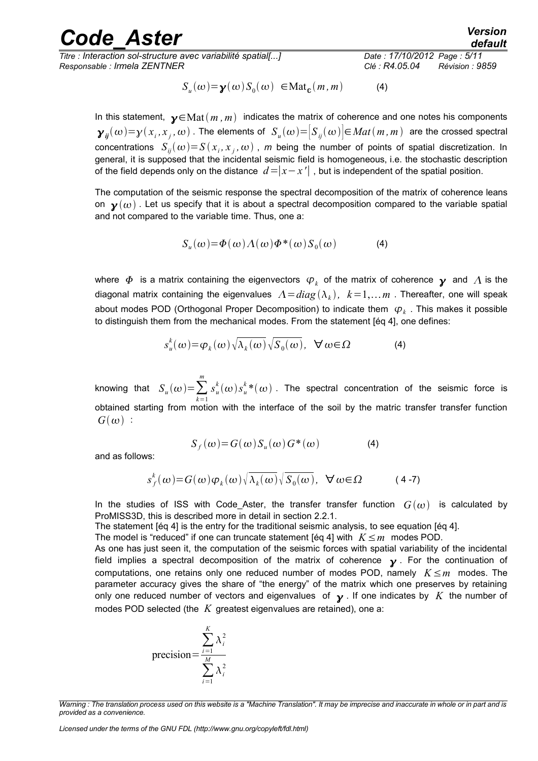$$S_u(\omega)=\boldsymbol{\gamma}(\omega)S_0(\omega) \quad \in \mathrm{Mat}_{\mathbb{C}}(m,m) \qquad (4)$$

In this statement, $\boldsymbol{\gamma}\in\mathrm{Mat}(m,m)$ indicates the matrix of coherence and one notes his components $\boldsymbol{\gamma}_{ij}(\omega)=\gamma(x_i,x_j,\omega)$. The elements of $S_u(\omega)=[S_{ij}(\omega)]\in Mat(m,m)$ are the crossed spectral concentrations $S_{ij}(\omega)=S(x_i,x_j,\omega)$, $m$ being the number of points of spatial discretization. In general, it is supposed that the incidental seismic field is homogeneous, i.e. the stochastic description of the field depends only on the distance $d=|x-x'|$, but is independent of the spatial position.

The computation of the seismic response the spectral decomposition of the matrix of coherence leans on $\boldsymbol{\gamma}(\omega)$. Let us specify that it is about a spectral decomposition compared to the variable spatial and not compared to the variable time. Thus, one a:

$$S_u(\omega)=\Phi(\omega)\Lambda(\omega)\Phi^*(\omega)S_0(\omega) \qquad (4)$$

where $\Phi$ is a matrix containing the eigenvectors $\varphi_k$ of the matrix of coherence $\boldsymbol{\gamma}$ and $\Lambda$ is the diagonal matrix containing the eigenvalues $\Lambda=diag(\lambda_k),\ k=1,\ldots m$. Thereafter, one will speak about modes POD (Orthogonal Proper Decomposition) to indicate them $\varphi_k$. This makes it possible to distinguish them from the mechanical modes. From the statement [éq 4], one defines:

$$s_u^k(\omega)=\varphi_k(\omega)\sqrt{\lambda_k(\omega)}\sqrt{S_0(\omega)},\quad \forall\,\omega\in\Omega \qquad (4)$$

knowing that $S_u(\omega)=\sum_{k=1}^{m} s_u^k(\omega)s_u^k{}^*(\omega)$. The spectral concentration of the seismic force is obtained starting from motion with the interface of the soil by the matric transfer transfer function $G(\omega)$ :

$$S_f(\omega)=G(\omega)S_u(\omega)G^*(\omega) \qquad (4)$$

and as follows:

$$s_f^k(\omega)=G(\omega)\varphi_k(\omega)\sqrt{\lambda_k(\omega)}\sqrt{S_0(\omega)},\quad \forall\,\omega\in\Omega \qquad (4\text{-}7)$$

In the studies of ISS with Code_Aster, the transfer transfer function $G(\omega)$ is calculated by ProMISS3D, this is described more in detail in section 2.2.1.
The statement [éq 4] is the entry for the traditional seismic analysis, to see equation [éq 4].
The model is "reduced" if one can truncate statement [éq 4] with $K\leq m$ modes POD.
As one has just seen it, the computation of the seismic forces with spatial variability of the incidental field implies a spectral decomposition of the matrix of coherence $\boldsymbol{\gamma}$. For the continuation of computations, one retains only one reduced number of modes POD, namely $K\leq m$ modes. The parameter accuracy gives the share of "the energy" of the matrix which one preserves by retaining only one reduced number of vectors and eigenvalues of $\boldsymbol{\gamma}$. If one indicates by $K$ the number of modes POD selected (the $K$ greatest eigenvalues are retained), one a:

$$\mathrm{precision}=\frac{\sum_{i=1}^{K}\lambda_i^2}{\sum_{i=1}^{M}\lambda_i^2}$$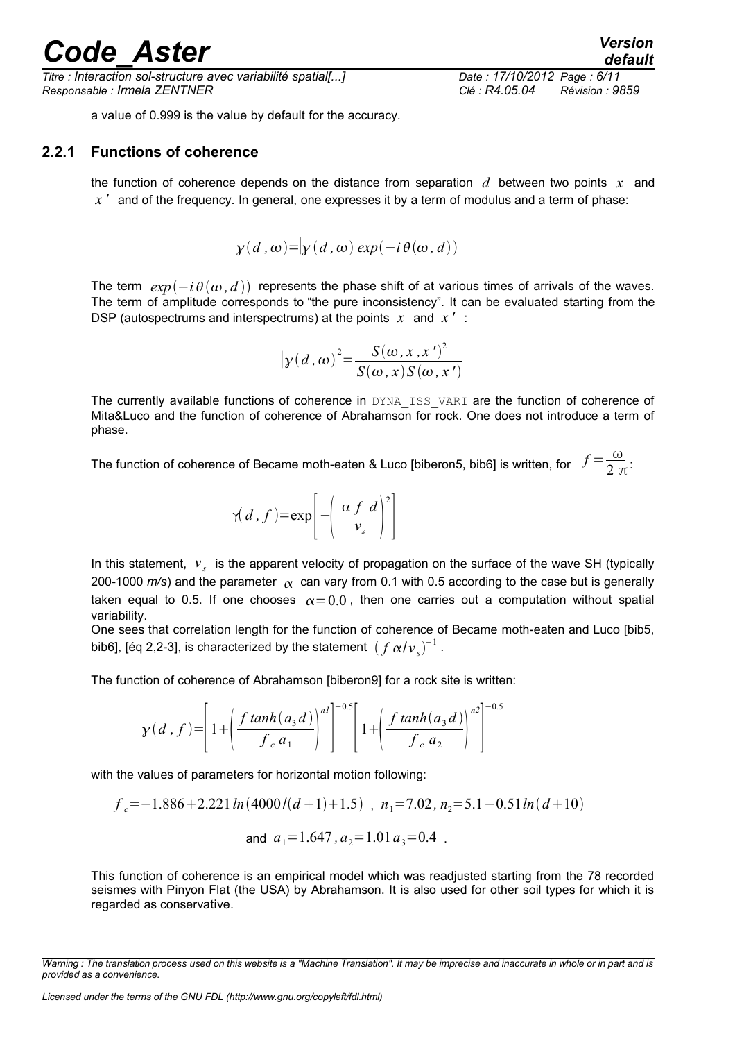a value of 0.999 is the value by default for the accuracy.

### 2.2.1 Functions of coherence

the function of coherence depends on the distance from separation $d$ between two points $x$ and $x'$ and of the frequency. In general, one expresses it by a term of modulus and a term of phase:

$$\gamma(d,\omega)=|\gamma(d,\omega)|\exp(-i\theta(\omega,d))$$

The term $\exp(-i\theta(\omega,d))$ represents the phase shift of at various times of arrivals of the waves. The term of amplitude corresponds to "the pure inconsistency". It can be evaluated starting from the DSP (autospectrums and interspectrums) at the points $x$ and $x'$ :

$$|\gamma(d,\omega)|^2=\frac{S(\omega,x,x')^2}{S(\omega,x)S(\omega,x')}$$

The currently available functions of coherence in DYNA_ISS_VARI are the function of coherence of Mita&Luco and the function of coherence of Abrahamson for rock. One does not introduce a term of phase.

The function of coherence of Became moth-eaten & Luco [biberon5, bib6] is written, for $f=\frac{\omega}{2\pi}$:

$$\gamma(d,f)=\exp\left[-\left(\frac{\alpha\, f\, d}{v_s}\right)^2\right]$$

In this statement, $v_s$ is the apparent velocity of propagation on the surface of the wave SH (typically 200-1000 *m/s*) and the parameter $\alpha$ can vary from 0.1 with 0.5 according to the case but is generally taken equal to 0.5. If one chooses $\alpha=0.0$, then one carries out a computation without spatial variability.
One sees that correlation length for the function of coherence of Became moth-eaten and Luco [bib5, bib6], [éq 2,2-3], is characterized by the statement $(f\alpha/v_s)^{-1}$.

The function of coherence of Abrahamson [biberon9] for a rock site is written:

$$\gamma(d,f)=\left[1+\left(\frac{f\tanh(a_3 d)}{f_c\, a_1}\right)^{n1}\right]^{-0.5}\left[1+\left(\frac{f\tanh(a_3 d)}{f_c\, a_2}\right)^{n2}\right]^{-0.5}$$

with the values of parameters for horizontal motion following:

$$f_c=-1.886+2.221\ln(4000/(d+1)+1.5)\ ,\ n_1=7.02,\ n_2=5.1-0.51\ln(d+10)$$

$$\text{and } a_1=1.647,\ a_2=1.01\ a_3=0.4\ .$$

This function of coherence is an empirical model which was readjusted starting from the 78 recorded seismes with Pinyon Flat (the USA) by Abrahamson. It is also used for other soil types for which it is regarded as conservative.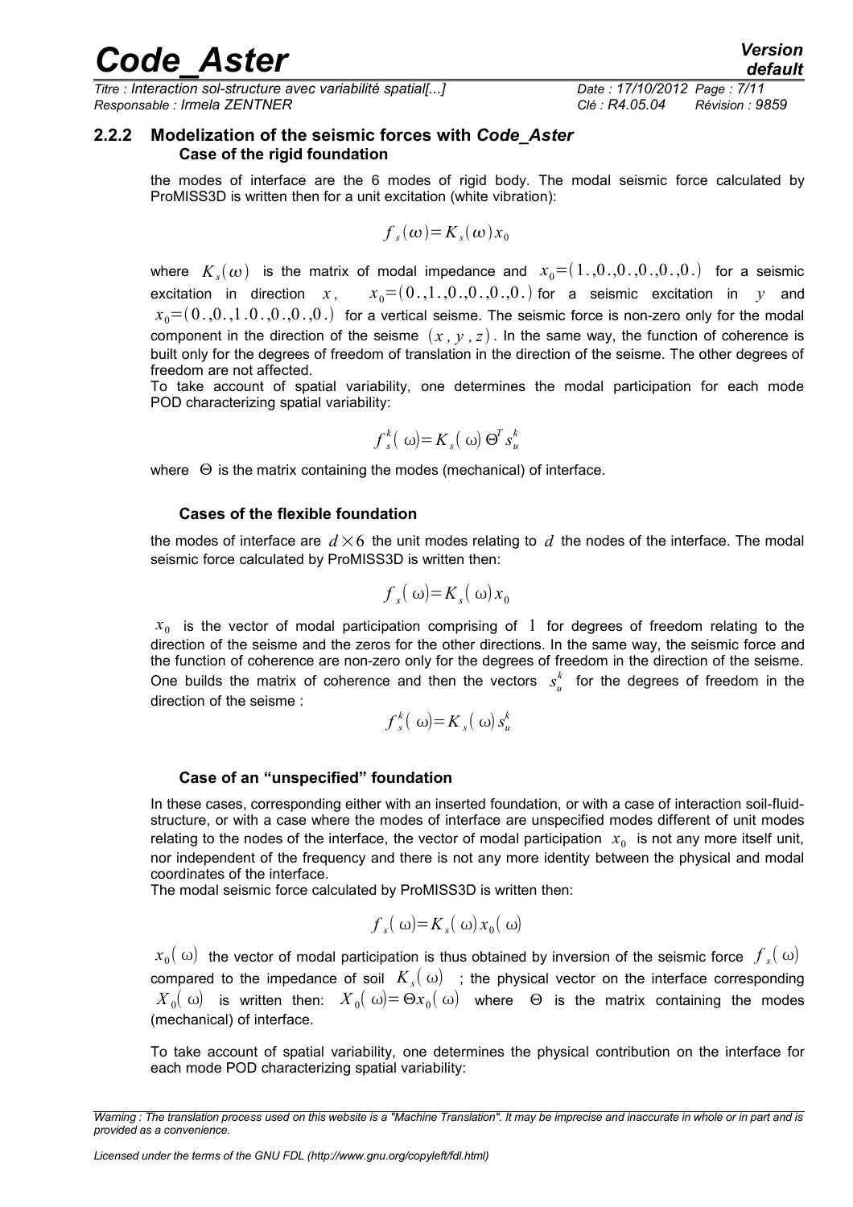### 2.2.2 Modelization of the seismic forces with *Code_Aster*

**Case of the rigid foundation**

the modes of interface are the 6 modes of rigid body. The modal seismic force calculated by ProMISS3D is written then for a unit excitation (white vibration):

$$f_s(\omega)=K_s(\omega)x_0$$

where $K_s(\omega)$ is the matrix of modal impedance and $x_0=(1.,0.,0.,0.,0.,0.)$ for a seismic excitation in direction $x$, $x_0=(0.,1.,0.,0.,0.,0.)$ for a seismic excitation in $y$ and $x_0=(0.,0.,1.0.,0.,0.,0.)$ for a vertical seisme. The seismic force is non-zero only for the modal component in the direction of the seisme $(x, y, z)$. In the same way, the function of coherence is built only for the degrees of freedom of translation in the direction of the seisme. The other degrees of freedom are not affected.

To take account of spatial variability, one determines the modal participation for each mode POD characterizing spatial variability:

$$f_s^k(\omega)=K_s(\omega)\Theta^T s_u^k$$

where $\Theta$ is the matrix containing the modes (mechanical) of interface.

**Cases of the flexible foundation**

the modes of interface are $d\times 6$ the unit modes relating to $d$ the nodes of the interface. The modal seismic force calculated by ProMISS3D is written then:

$$f_s(\omega)=K_s(\omega)x_0$$

$x_0$ is the vector of modal participation comprising of $1$ for degrees of freedom relating to the direction of the seisme and the zeros for the other directions. In the same way, the seismic force and the function of coherence are non-zero only for the degrees of freedom in the direction of the seisme. One builds the matrix of coherence and then the vectors $s_u^k$ for the degrees of freedom in the direction of the seisme :

$$f_s^k(\omega)=K_s(\omega)s_u^k$$

**Case of an "unspecified" foundation**

In these cases, corresponding either with an inserted foundation, or with a case of interaction soil-fluid-structure, or with a case where the modes of interface are unspecified modes different of unit modes relating to the nodes of the interface, the vector of modal participation $x_0$ is not any more itself unit, nor independent of the frequency and there is not any more identity between the physical and modal coordinates of the interface.

The modal seismic force calculated by ProMISS3D is written then:

$$f_s(\omega)=K_s(\omega)x_0(\omega)$$

$x_0(\omega)$ the vector of modal participation is thus obtained by inversion of the seismic force $f_s(\omega)$ compared to the impedance of soil $K_s(\omega)$ ; the physical vector on the interface corresponding $X_0(\omega)$ is written then: $X_0(\omega)=\Theta x_0(\omega)$ where $\Theta$ is the matrix containing the modes (mechanical) of interface.

To take account of spatial variability, one determines the physical contribution on the interface for each mode POD characterizing spatial variability: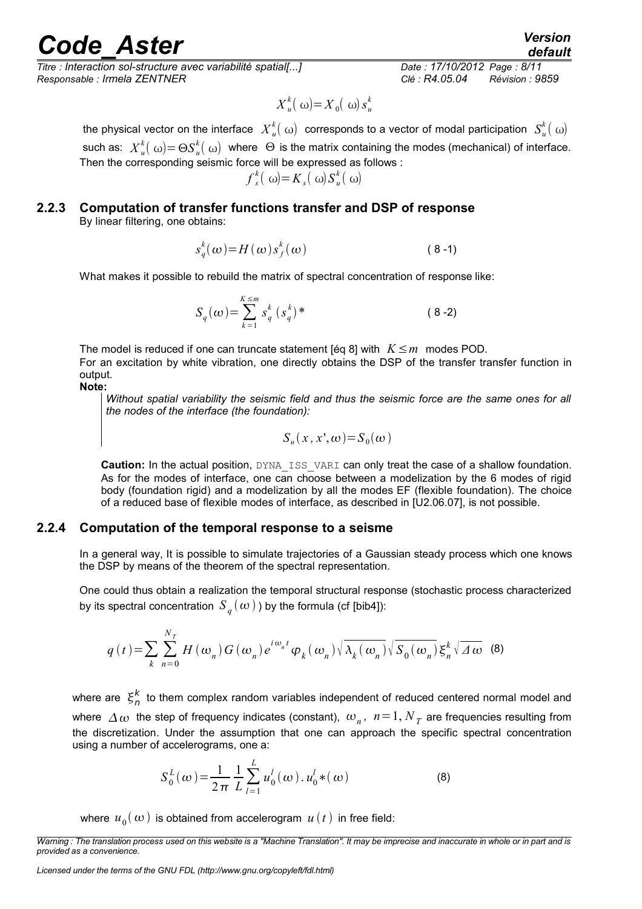$$X_u^k(\omega)=X_0(\omega)s_u^k$$

the physical vector on the interface $X_u^k(\omega)$ corresponds to a vector of modal participation $S_u^k(\omega)$ such as: $X_u^k(\omega)=\Theta S_u^k(\omega)$ where $\Theta$ is the matrix containing the modes (mechanical) of interface. Then the corresponding seismic force will be expressed as follows :

$$f_s^k(\omega)=K_s(\omega)S_u^k(\omega)$$

### 2.2.3 Computation of transfer functions transfer and DSP of response

By linear filtering, one obtains:

$$s_q^k(\omega)=H(\omega)s_f^k(\omega) \qquad (8\text{-}1)$$

What makes it possible to rebuild the matrix of spectral concentration of response like:

$$S_q(\omega)=\sum_{k=1}^{K\leq m} s_q^k\,(s_q^k)^* \qquad (8\text{-}2)$$

The model is reduced if one can truncate statement [éq 8] with $K\leq m$ modes POD.
For an excitation by white vibration, one directly obtains the DSP of the transfer transfer function in output.

**Note:**

> *Without spatial variability the seismic field and thus the seismic force are the same ones for all the nodes of the interface (the foundation):*
>
> $$S_u(x,x',\omega)=S_0(\omega)$$

**Caution:** In the actual position, DYNA_ISS_VARI can only treat the case of a shallow foundation. As for the modes of interface, one can choose between a modelization by the 6 modes of rigid body (foundation rigid) and a modelization by all the modes EF (flexible foundation). The choice of a reduced base of flexible modes of interface, as described in [U2.06.07], is not possible.

### 2.2.4 Computation of the temporal response to a seisme

In a general way, It is possible to simulate trajectories of a Gaussian steady process which one knows the DSP by means of the theorem of the spectral representation.

One could thus obtain a realization the temporal structural response (stochastic process characterized by its spectral concentration $S_q(\omega)$) by the formula (cf [bib4]):

$$q(t)=\sum_k\sum_{n=0}^{N_T} H(\omega_n)G(\omega_n)e^{i\omega_n t}\varphi_k(\omega_n)\sqrt{\lambda_k(\omega_n)}\sqrt{S_0(\omega_n)}\,\xi_n^k\sqrt{\Delta\omega} \quad (8)$$

where are $\xi_n^k$ to them complex random variables independent of reduced centered normal model and where $\Delta\omega$ the step of frequency indicates (constant), $\omega_n$, $n=1,N_T$ are frequencies resulting from the discretization. Under the assumption that one can approach the specific spectral concentration using a number of accelerograms, one a:

$$S_0^L(\omega)=\frac{1}{2\pi}\,\frac{1}{L}\sum_{l=1}^{L}u_0^l(\omega)\,.\,u_0^l{}^*(\omega) \qquad (8)$$

where $u_0(\omega)$ is obtained from accelerogram $u(t)$ in free field: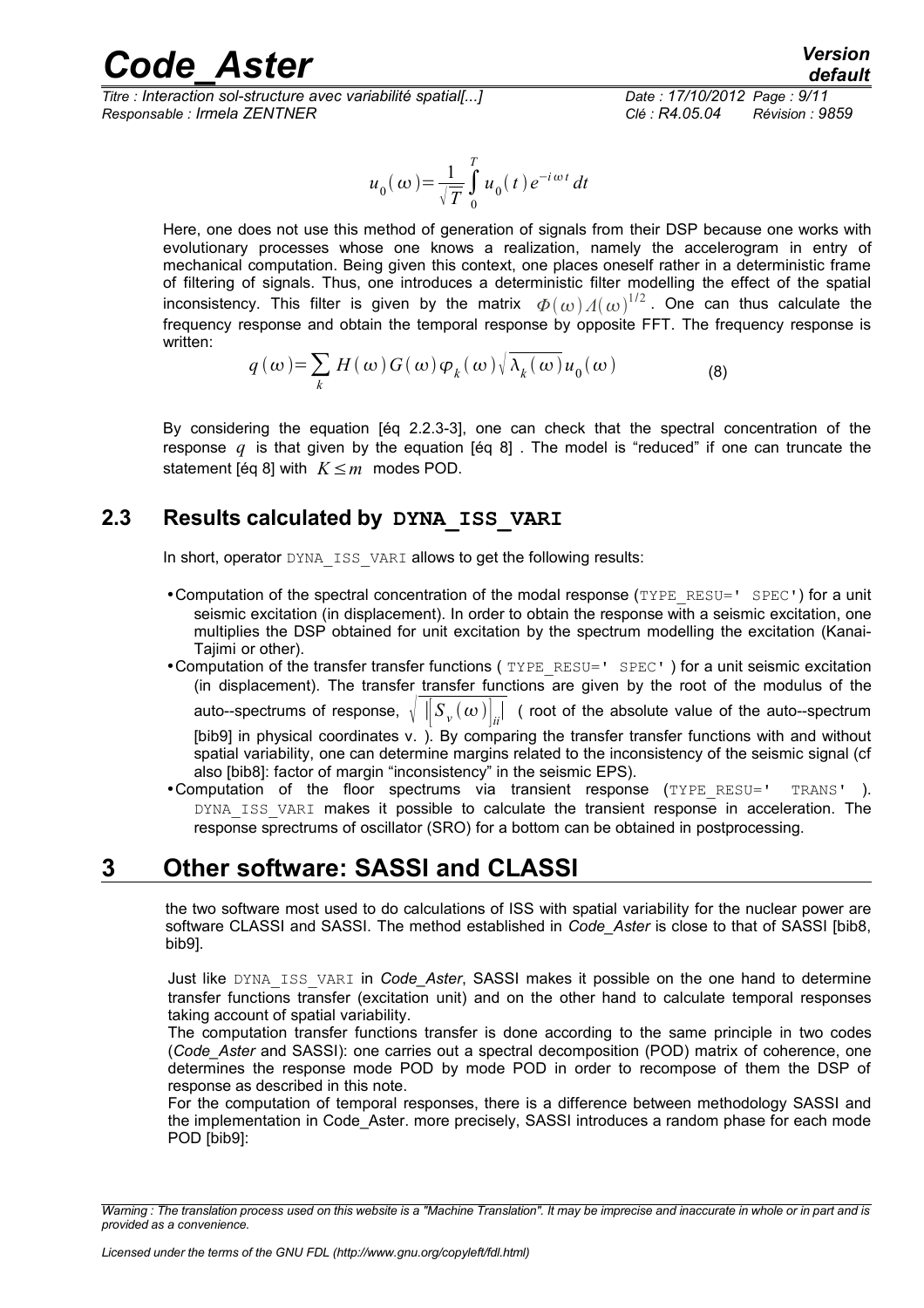$$u_0(\omega)=\frac{1}{\sqrt{T}}\int_0^T u_0(t)\,e^{-i\omega t}\,dt$$

Here, one does not use this method of generation of signals from their DSP because one works with evolutionary processes whose one knows a realization, namely the accelerogram in entry of mechanical computation. Being given this context, one places oneself rather in a deterministic frame of filtering of signals. Thus, one introduces a deterministic filter modelling the effect of the spatial inconsistency. This filter is given by the matrix $\Phi(\omega)\Lambda(\omega)^{1/2}$. One can thus calculate the frequency response and obtain the temporal response by opposite FFT. The frequency response is written:

$$q(\omega)=\sum_k H(\omega)\,G(\omega)\,\varphi_k(\omega)\sqrt{\lambda_k(\omega)}\,u_0(\omega) \qquad (8)$$

By considering the equation [éq 2.2.3-3], one can check that the spectral concentration of the response $q$ is that given by the equation [éq 8] . The model is "reduced" if one can truncate the statement [éq 8] with $K \leq m$ modes POD.

## 2.3 Results calculated by DYNA_ISS_VARI

In short, operator DYNA_ISS_VARI allows to get the following results:

- Computation of the spectral concentration of the modal response (TYPE_RESU=' SPEC') for a unit seismic excitation (in displacement). In order to obtain the response with a seismic excitation, one multiplies the DSP obtained for unit excitation by the spectrum modelling the excitation (Kanai-Tajimi or other).
- Computation of the transfer transfer functions ( TYPE_RESU=' SPEC' ) for a unit seismic excitation (in displacement). The transfer transfer functions are given by the root of the modulus of the auto--spectrums of response, $\sqrt{\left|\left[S_v(\omega)\right]_{ii}\right|}$ ( root of the absolute value of the auto--spectrum [bib9] in physical coordinates v. ). By comparing the transfer transfer functions with and without spatial variability, one can determine margins related to the inconsistency of the seismic signal (cf also [bib8]: factor of margin "inconsistency" in the seismic EPS).
- Computation of the floor spectrums via transient response (TYPE_RESU=' TRANS' ). DYNA_ISS_VARI makes it possible to calculate the transient response in acceleration. The response sprectrums of oscillator (SRO) for a bottom can be obtained in postprocessing.

# 3 Other software: SASSI and CLASSI

the two software most used to do calculations of ISS with spatial variability for the nuclear power are software CLASSI and SASSI. The method established in *Code_Aster* is close to that of SASSI [bib8, bib9].

Just like DYNA_ISS_VARI in *Code_Aster*, SASSI makes it possible on the one hand to determine transfer functions transfer (excitation unit) and on the other hand to calculate temporal responses taking account of spatial variability.
The computation transfer functions transfer is done according to the same principle in two codes (*Code_Aster* and SASSI): one carries out a spectral decomposition (POD) matrix of coherence, one determines the response mode POD by mode POD in order to recompose of them the DSP of response as described in this note.
For the computation of temporal responses, there is a difference between methodology SASSI and the implementation in Code_Aster. more precisely, SASSI introduces a random phase for each mode POD [bib9]: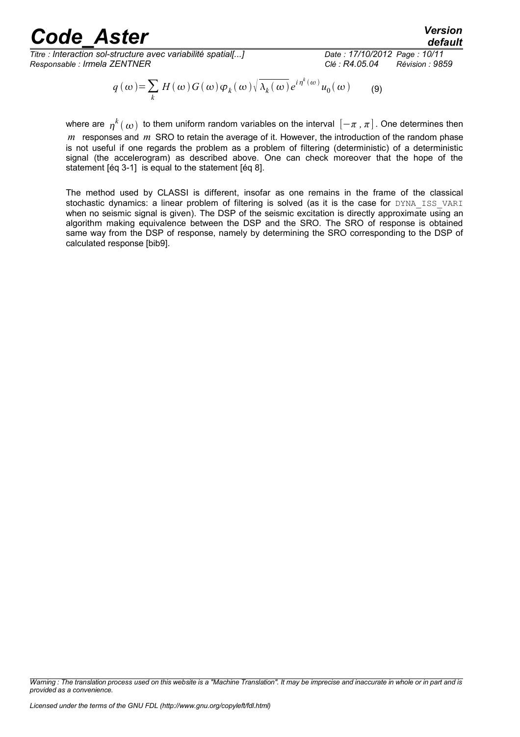$$q(\omega)=\sum_{k} H(\omega) G(\omega) \varphi_{k}(\omega) \sqrt{\lambda_{k}(\omega)} e^{i \eta^{k}(\omega)} u_{0}(\omega) \qquad (9)$$

where are $\eta^{k}(\omega)$ to them uniform random variables on the interval $[-\pi, \pi]$. One determines then $m$ responses and $m$ SRO to retain the average of it. However, the introduction of the random phase is not useful if one regards the problem as a problem of filtering (deterministic) of a deterministic signal (the accelerogram) as described above. One can check moreover that the hope of the statement [éq 3-1] is equal to the statement [éq 8].

The method used by CLASSI is different, insofar as one remains in the frame of the classical stochastic dynamics: a linear problem of filtering is solved (as it is the case for DYNA_ISS_VARI when no seismic signal is given). The DSP of the seismic excitation is directly approximate using an algorithm making equivalence between the DSP and the SRO. The SRO of response is obtained same way from the DSP of response, namely by determining the SRO corresponding to the DSP of calculated response [bib9].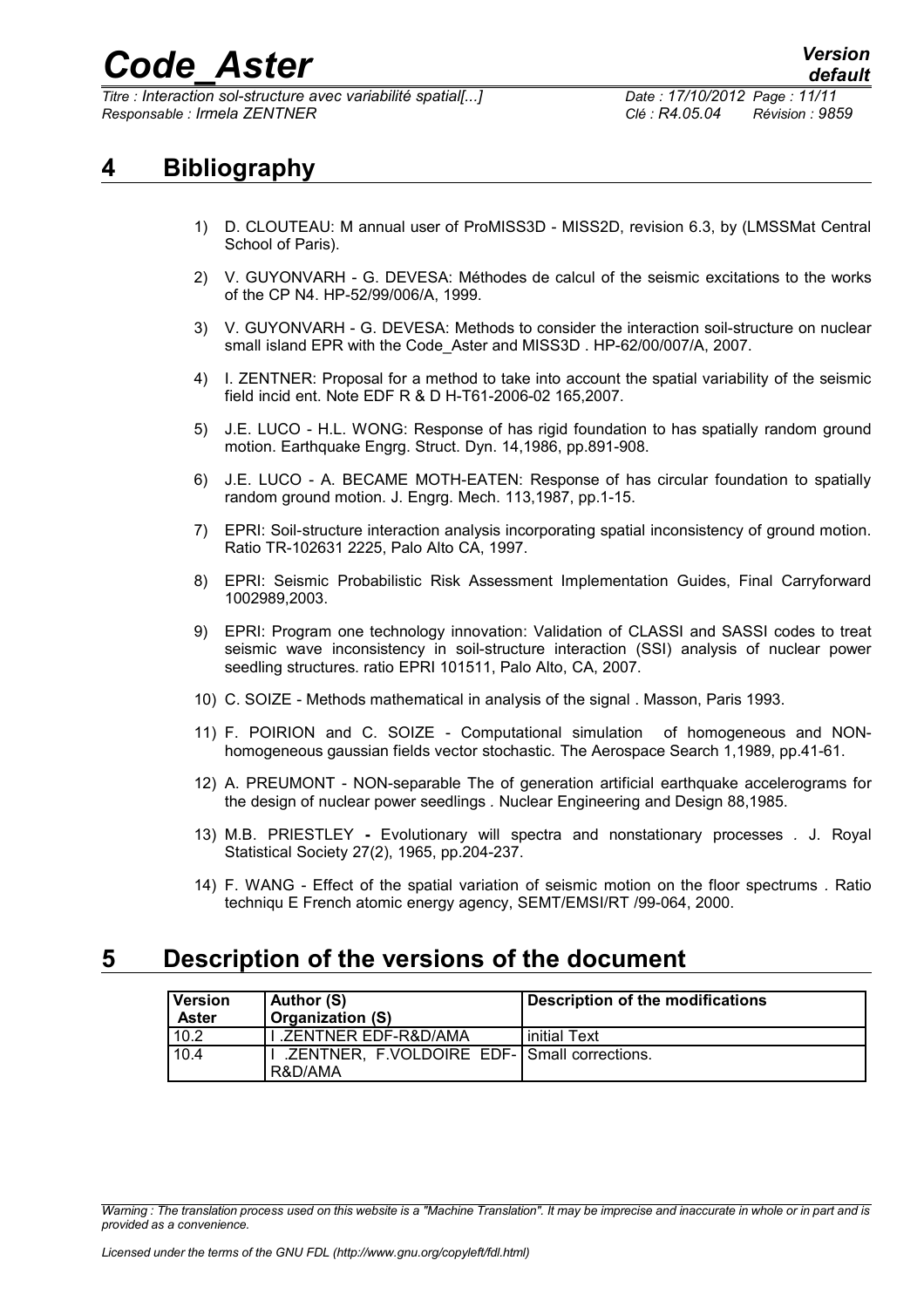# 4 Bibliography

1) D. CLOUTEAU: M annual user of ProMISS3D - MISS2D, revision 6.3, by (LMSSMat Central School of Paris).
2) V. GUYONVARH - G. DEVESA: Méthodes de calcul of the seismic excitations to the works of the CP N4. HP-52/99/006/A, 1999.
3) V. GUYONVARH - G. DEVESA: Methods to consider the interaction soil-structure on nuclear small island EPR with the Code_Aster and MISS3D . HP-62/00/007/A, 2007.
4) I. ZENTNER: Proposal for a method to take into account the spatial variability of the seismic field incid ent. Note EDF R & D H-T61-2006-02 165,2007.
5) J.E. LUCO - H.L. WONG: Response of has rigid foundation to has spatially random ground motion. Earthquake Engrg. Struct. Dyn. 14,1986, pp.891-908.
6) J.E. LUCO - A. BECAME MOTH-EATEN: Response of has circular foundation to spatially random ground motion. J. Engrg. Mech. 113,1987, pp.1-15.
7) EPRI: Soil-structure interaction analysis incorporating spatial inconsistency of ground motion. Ratio TR-102631 2225, Palo Alto CA, 1997.
8) EPRI: Seismic Probabilistic Risk Assessment Implementation Guides, Final Carryforward 1002989,2003.
9) EPRI: Program one technology innovation: Validation of CLASSI and SASSI codes to treat seismic wave inconsistency in soil-structure interaction (SSI) analysis of nuclear power seedling structures. ratio EPRI 101511, Palo Alto, CA, 2007.
10) C. SOIZE - Methods mathematical in analysis of the signal . Masson, Paris 1993.
11) F. POIRION and C. SOIZE - Computational simulation of homogeneous and NON-homogeneous gaussian fields vector stochastic. The Aerospace Search 1,1989, pp.41-61.
12) A. PREUMONT - NON-separable The of generation artificial earthquake accelerograms for the design of nuclear power seedlings . Nuclear Engineering and Design 88,1985.
13) M.B. PRIESTLEY **-** Evolutionary will spectra and nonstationary processes . J. Royal Statistical Society 27(2), 1965, pp.204-237.
14) F. WANG - Effect of the spatial variation of seismic motion on the floor spectrums . Ratio techniqu E French atomic energy agency, SEMT/EMSI/RT /99-064, 2000.

# 5 Description of the versions of the document

| Version Aster | Author (S) Organization (S) | Description of the modifications |
|---|---|---|
| 10.2 | I .ZENTNER EDF-R&D/AMA | initial Text |
| 10.4 | I .ZENTNER, F.VOLDOIRE EDF-R&D/AMA | Small corrections. |